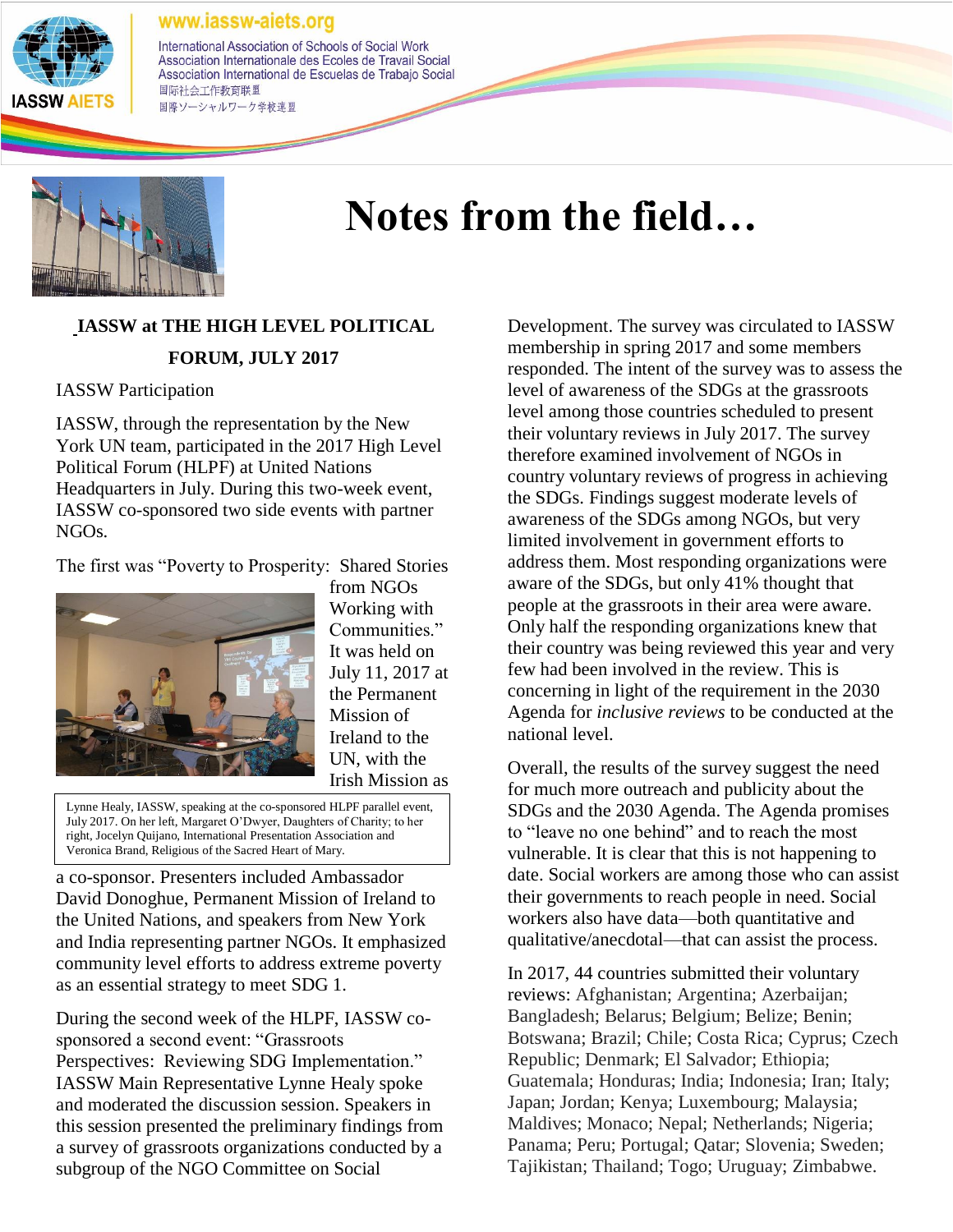www.iassw-aiets.org

International Association of Schools of Social Work
Association Internationale des Ecoles de Travail Social
Association International de Escuelas de Trabajo Social
国际社会工作教育联盟
国際ソーシャルワーク学校連盟

# Notes from the field…

## IASSW at THE HIGH LEVEL POLITICAL FORUM, JULY 2017

IASSW Participation

IASSW, through the representation by the New York UN team, participated in the 2017 High Level Political Forum (HLPF) at United Nations Headquarters in July. During this two-week event, IASSW co-sponsored two side events with partner NGOs.

The first was "Poverty to Prosperity: Shared Stories from NGOs Working with Communities." It was held on July 11, 2017 at the Permanent Mission of Ireland to the UN, with the Irish Mission as a co-sponsor. Presenters included Ambassador David Donoghue, Permanent Mission of Ireland to the United Nations, and speakers from New York and India representing partner NGOs. It emphasized community level efforts to address extreme poverty as an essential strategy to meet SDG 1.

Lynne Healy, IASSW, speaking at the co-sponsored HLPF parallel event, July 2017. On her left, Margaret O'Dwyer, Daughters of Charity; to her right, Jocelyn Quijano, International Presentation Association and Veronica Brand, Religious of the Sacred Heart of Mary.

During the second week of the HLPF, IASSW co-sponsored a second event: "Grassroots Perspectives: Reviewing SDG Implementation." IASSW Main Representative Lynne Healy spoke and moderated the discussion session. Speakers in this session presented the preliminary findings from a survey of grassroots organizations conducted by a subgroup of the NGO Committee on Social Development. The survey was circulated to IASSW membership in spring 2017 and some members responded. The intent of the survey was to assess the level of awareness of the SDGs at the grassroots level among those countries scheduled to present their voluntary reviews in July 2017. The survey therefore examined involvement of NGOs in country voluntary reviews of progress in achieving the SDGs. Findings suggest moderate levels of awareness of the SDGs among NGOs, but very limited involvement in government efforts to address them. Most responding organizations were aware of the SDGs, but only 41% thought that people at the grassroots in their area were aware. Only half the responding organizations knew that their country was being reviewed this year and very few had been involved in the review. This is concerning in light of the requirement in the 2030 Agenda for *inclusive reviews* to be conducted at the national level.

Overall, the results of the survey suggest the need for much more outreach and publicity about the SDGs and the 2030 Agenda. The Agenda promises to "leave no one behind" and to reach the most vulnerable. It is clear that this is not happening to date. Social workers are among those who can assist their governments to reach people in need. Social workers also have data—both quantitative and qualitative/anecdotal—that can assist the process.

In 2017, 44 countries submitted their voluntary reviews: Afghanistan; Argentina; Azerbaijan; Bangladesh; Belarus; Belgium; Belize; Benin; Botswana; Brazil; Chile; Costa Rica; Cyprus; Czech Republic; Denmark; El Salvador; Ethiopia; Guatemala; Honduras; India; Indonesia; Iran; Italy; Japan; Jordan; Kenya; Luxembourg; Malaysia; Maldives; Monaco; Nepal; Netherlands; Nigeria; Panama; Peru; Portugal; Qatar; Slovenia; Sweden; Tajikistan; Thailand; Togo; Uruguay; Zimbabwe.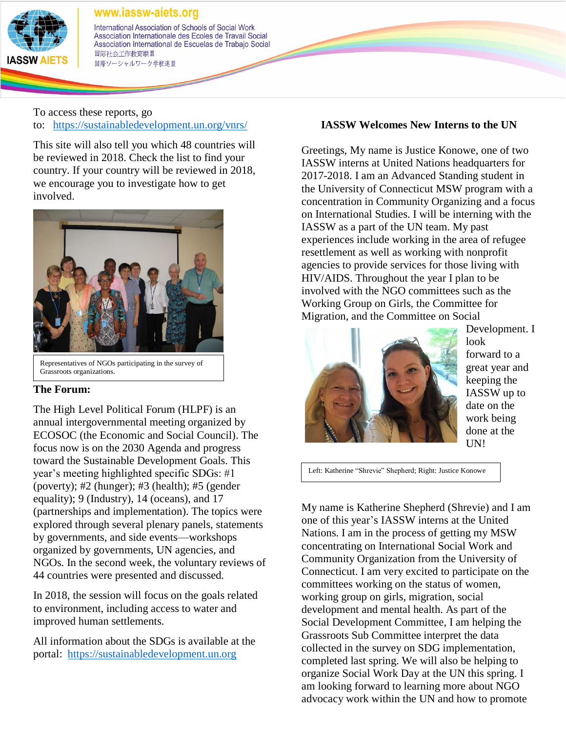To access these reports, go to: https://sustainabledevelopment.un.org/vnrs/

This site will also tell you which 48 countries will be reviewed in 2018. Check the list to find your country. If your country will be reviewed in 2018, we encourage you to investigate how to get involved.

Representatives of NGOs participating in the survey of Grassroots organizations.

**The Forum:**

The High Level Political Forum (HLPF) is an annual intergovernmental meeting organized by ECOSOC (the Economic and Social Council). The focus now is on the 2030 Agenda and progress toward the Sustainable Development Goals. This year's meeting highlighted specific SDGs: #1 (poverty); #2 (hunger); #3 (health); #5 (gender equality); 9 (Industry), 14 (oceans), and 17 (partnerships and implementation). The topics were explored through several plenary panels, statements by governments, and side events—workshops organized by governments, UN agencies, and NGOs. In the second week, the voluntary reviews of 44 countries were presented and discussed.

In 2018, the session will focus on the goals related to environment, including access to water and improved human settlements.

All information about the SDGs is available at the portal: https://sustainabledevelopment.un.org

**IASSW Welcomes New Interns to the UN**

Greetings, My name is Justice Konowe, one of two IASSW interns at United Nations headquarters for 2017-2018. I am an Advanced Standing student in the University of Connecticut MSW program with a concentration in Community Organizing and a focus on International Studies. I will be interning with the IASSW as a part of the UN team. My past experiences include working in the area of refugee resettlement as well as working with nonprofit agencies to provide services for those living with HIV/AIDS. Throughout the year I plan to be involved with the NGO committees such as the Working Group on Girls, the Committee for Migration, and the Committee on Social Development. I look forward to a great year and keeping the IASSW up to date on the work being done at the UN!

Left: Katherine "Shrevie" Shepherd; Right: Justice Konowe

My name is Katherine Shepherd (Shrevie) and I am one of this year's IASSW interns at the United Nations. I am in the process of getting my MSW concentrating on International Social Work and Community Organization from the University of Connecticut. I am very excited to participate on the committees working on the status of women, working group on girls, migration, social development and mental health. As part of the Social Development Committee, I am helping the Grassroots Sub Committee interpret the data collected in the survey on SDG implementation, completed last spring. We will also be helping to organize Social Work Day at the UN this spring. I am looking forward to learning more about NGO advocacy work within the UN and how to promote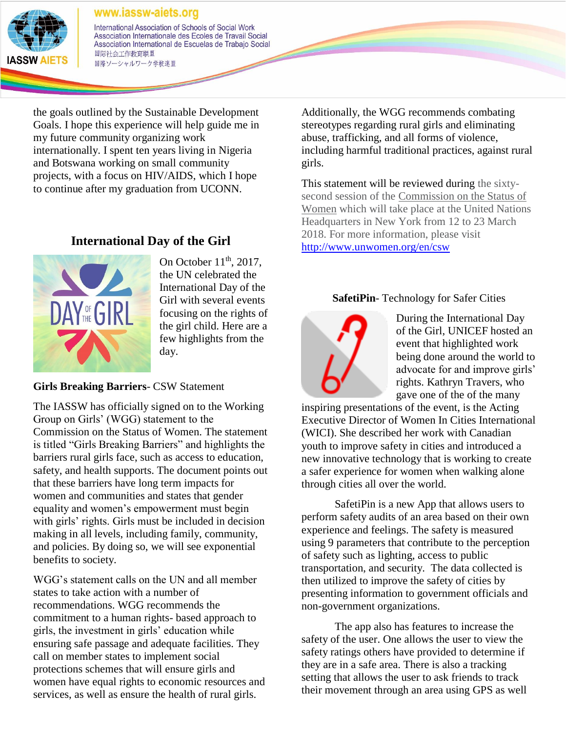the goals outlined by the Sustainable Development Goals. I hope this experience will help guide me in my future community organizing work internationally. I spent ten years living in Nigeria and Botswana working on small community projects, with a focus on HIV/AIDS, which I hope to continue after my graduation from UCONN.

## International Day of the Girl

On October 11th, 2017, the UN celebrated the International Day of the Girl with several events focusing on the rights of the girl child. Here are a few highlights from the day.

**Girls Breaking Barriers**- CSW Statement

The IASSW has officially signed on to the Working Group on Girls' (WGG) statement to the Commission on the Status of Women. The statement is titled "Girls Breaking Barriers" and highlights the barriers rural girls face, such as access to education, safety, and health supports. The document points out that these barriers have long term impacts for women and communities and states that gender equality and women's empowerment must begin with girls' rights. Girls must be included in decision making in all levels, including family, community, and policies. By doing so, we will see exponential benefits to society.

WGG's statement calls on the UN and all member states to take action with a number of recommendations. WGG recommends the commitment to a human rights- based approach to girls, the investment in girls' education while ensuring safe passage and adequate facilities. They call on member states to implement social protections schemes that will ensure girls and women have equal rights to economic resources and services, as well as ensure the health of rural girls. Additionally, the WGG recommends combating stereotypes regarding rural girls and eliminating abuse, trafficking, and all forms of violence, including harmful traditional practices, against rural girls.

This statement will be reviewed during the sixty-second session of the Commission on the Status of Women which will take place at the United Nations Headquarters in New York from 12 to 23 March 2018. For more information, please visit http://www.unwomen.org/en/csw

**SafetiPin**- Technology for Safer Cities

During the International Day of the Girl, UNICEF hosted an event that highlighted work being done around the world to advocate for and improve girls' rights. Kathryn Travers, who gave one of the of the many inspiring presentations of the event, is the Acting Executive Director of Women In Cities International (WICI). She described her work with Canadian youth to improve safety in cities and introduced a new innovative technology that is working to create a safer experience for women when walking alone through cities all over the world.

SafetiPin is a new App that allows users to perform safety audits of an area based on their own experience and feelings. The safety is measured using 9 parameters that contribute to the perception of safety such as lighting, access to public transportation, and security. The data collected is then utilized to improve the safety of cities by presenting information to government officials and non-government organizations.

The app also has features to increase the safety of the user. One allows the user to view the safety ratings others have provided to determine if they are in a safe area. There is also a tracking setting that allows the user to ask friends to track their movement through an area using GPS as well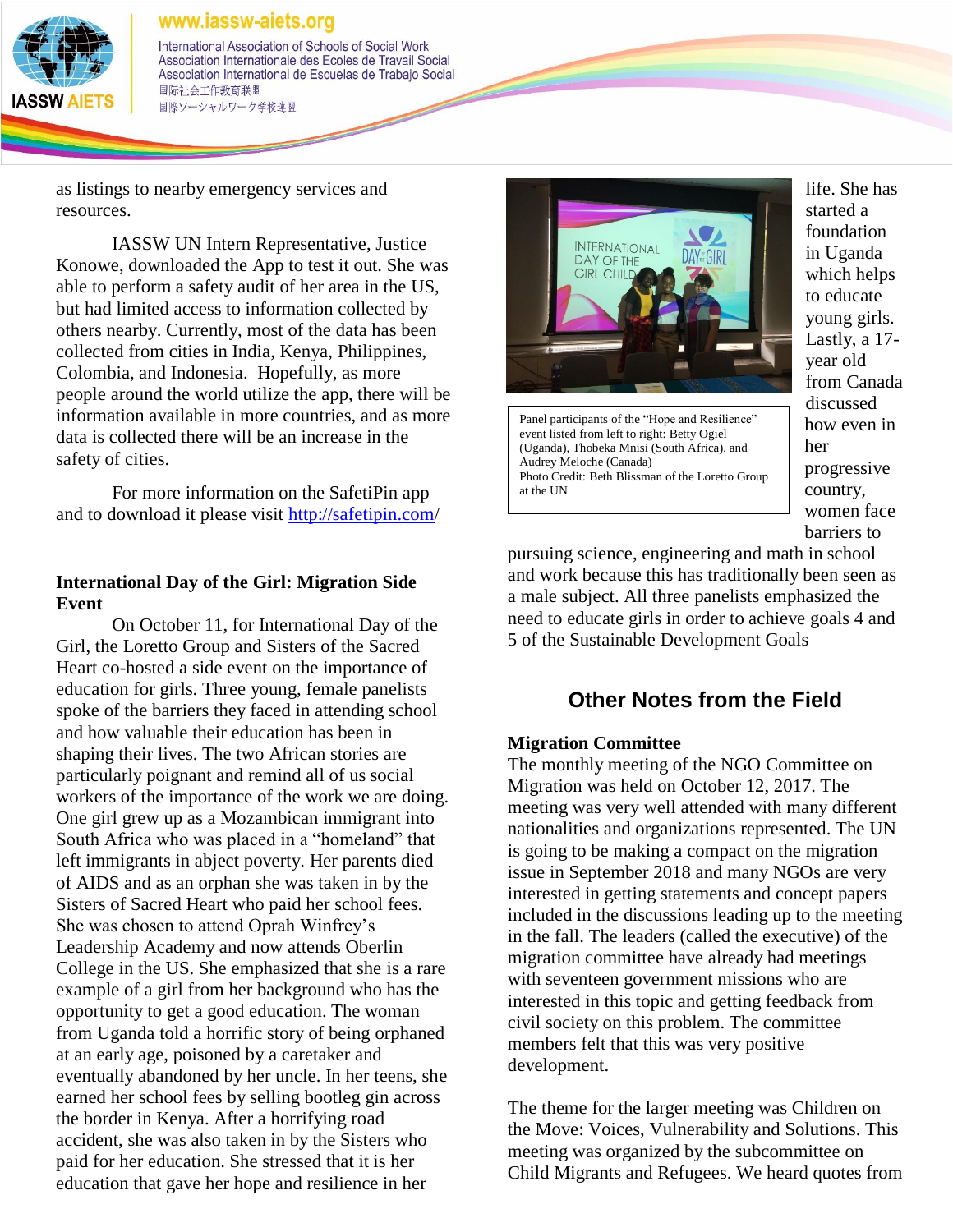as listings to nearby emergency services and resources.

IASSW UN Intern Representative, Justice Konowe, downloaded the App to test it out. She was able to perform a safety audit of her area in the US, but had limited access to information collected by others nearby. Currently, most of the data has been collected from cities in India, Kenya, Philippines, Colombia, and Indonesia. Hopefully, as more people around the world utilize the app, there will be information available in more countries, and as more data is collected there will be an increase in the safety of cities.

For more information on the SafetiPin app and to download it please visit http://safetipin.com/

**International Day of the Girl: Migration Side Event**

On October 11, for International Day of the Girl, the Loretto Group and Sisters of the Sacred Heart co-hosted a side event on the importance of education for girls. Three young, female panelists spoke of the barriers they faced in attending school and how valuable their education has been in shaping their lives. The two African stories are particularly poignant and remind all of us social workers of the importance of the work we are doing. One girl grew up as a Mozambican immigrant into South Africa who was placed in a "homeland" that left immigrants in abject poverty. Her parents died of AIDS and as an orphan she was taken in by the Sisters of Sacred Heart who paid her school fees. She was chosen to attend Oprah Winfrey's Leadership Academy and now attends Oberlin College in the US. She emphasized that she is a rare example of a girl from her background who has the opportunity to get a good education. The woman from Uganda told a horrific story of being orphaned at an early age, poisoned by a caretaker and eventually abandoned by her uncle. In her teens, she earned her school fees by selling bootleg gin across the border in Kenya. After a horrifying road accident, she was also taken in by the Sisters who paid for her education. She stressed that it is her education that gave her hope and resilience in her life. She has started a foundation in Uganda which helps to educate young girls. Lastly, a 17-year old from Canada discussed how even in her progressive country, women face barriers to pursuing science, engineering and math in school and work because this has traditionally been seen as a male subject. All three panelists emphasized the need to educate girls in order to achieve goals 4 and 5 of the Sustainable Development Goals

Panel participants of the "Hope and Resilience" event listed from left to right: Betty Ogiel (Uganda), Thobeka Mnisi (South Africa), and Audrey Meloche (Canada)
Photo Credit: Beth Blissman of the Loretto Group at the UN

## Other Notes from the Field

**Migration Committee**

The monthly meeting of the NGO Committee on Migration was held on October 12, 2017. The meeting was very well attended with many different nationalities and organizations represented. The UN is going to be making a compact on the migration issue in September 2018 and many NGOs are very interested in getting statements and concept papers included in the discussions leading up to the meeting in the fall. The leaders (called the executive) of the migration committee have already had meetings with seventeen government missions who are interested in this topic and getting feedback from civil society on this problem. The committee members felt that this was very positive development.

The theme for the larger meeting was Children on the Move: Voices, Vulnerability and Solutions. This meeting was organized by the subcommittee on Child Migrants and Refugees. We heard quotes from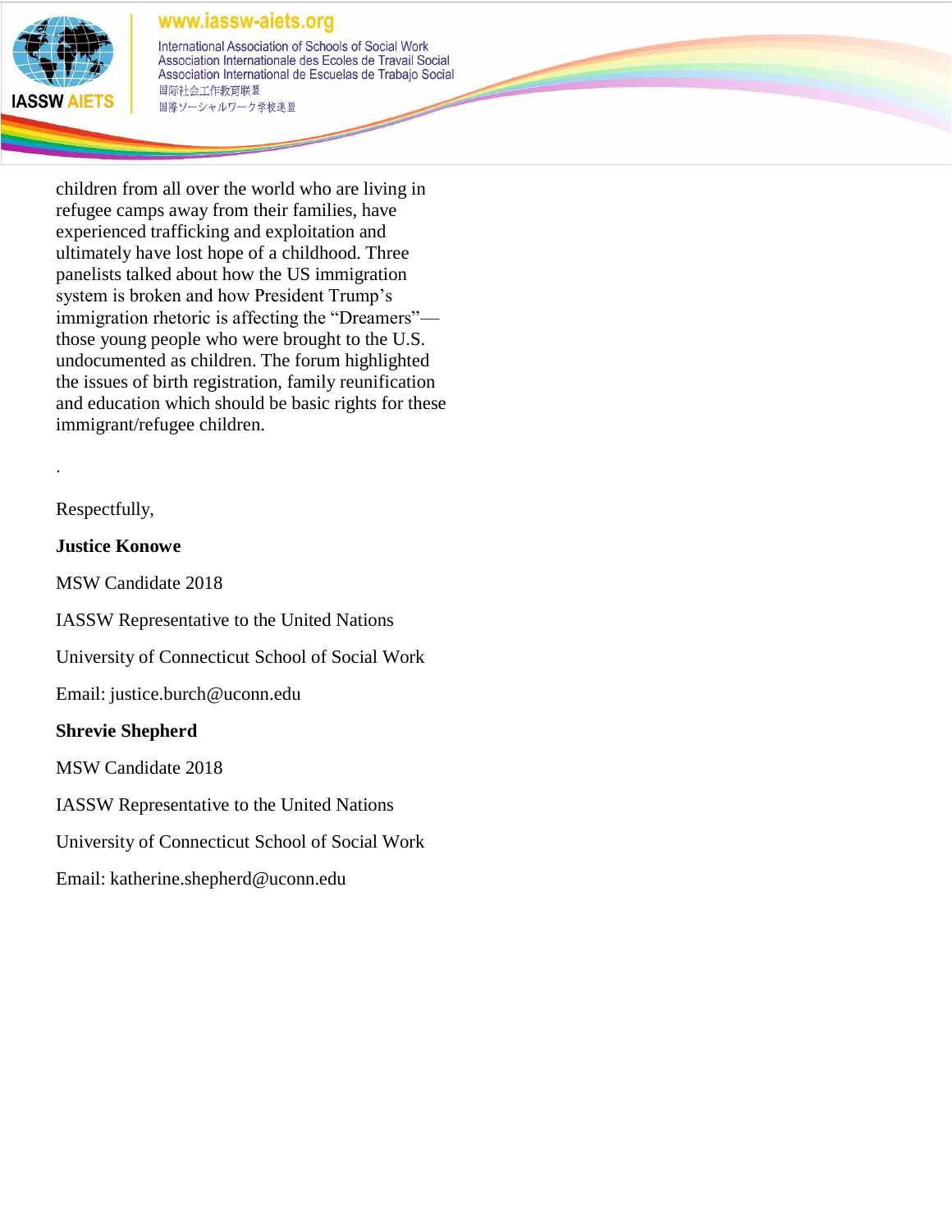children from all over the world who are living in refugee camps away from their families, have experienced trafficking and exploitation and ultimately have lost hope of a childhood. Three panelists talked about how the US immigration system is broken and how President Trump's immigration rhetoric is affecting the "Dreamers"—those young people who were brought to the U.S. undocumented as children. The forum highlighted the issues of birth registration, family reunification and education which should be basic rights for these immigrant/refugee children.

.

Respectfully,

**Justice Konowe**

MSW Candidate 2018

IASSW Representative to the United Nations

University of Connecticut School of Social Work

Email: justice.burch@uconn.edu

**Shrevie Shepherd**

MSW Candidate 2018

IASSW Representative to the United Nations

University of Connecticut School of Social Work

Email: katherine.shepherd@uconn.edu